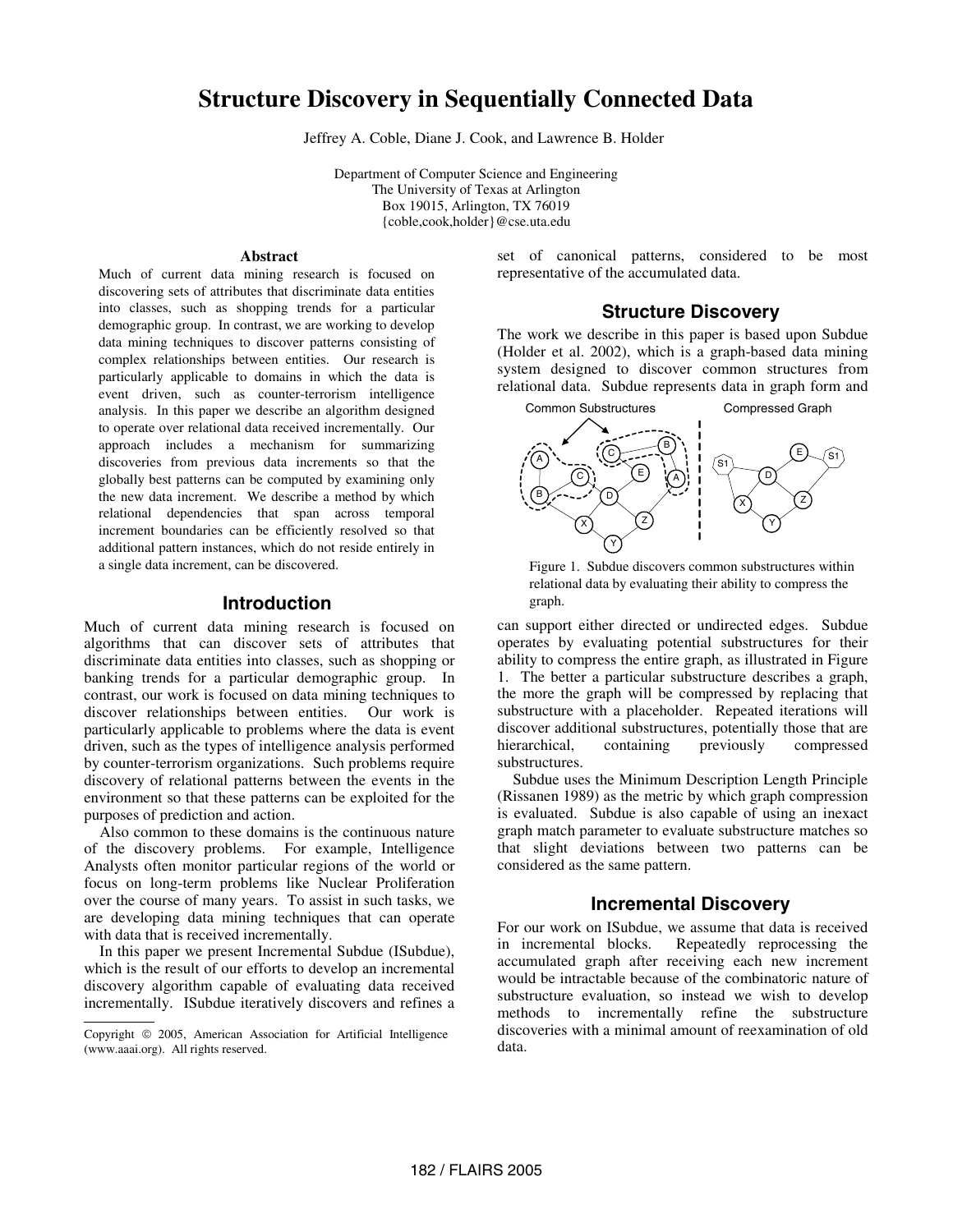# Structure Discovery in Sequentially Connected Data

Jeffrey A. Coble, Diane J. Cook, and Lawrence B. Holder

Department of Computer Science and Engineering
The University of Texas at Arlington
Box 19015, Arlington, TX 76019
{coble,cook,holder}@cse.uta.edu

### Abstract

Much of current data mining research is focused on discovering sets of attributes that discriminate data entities into classes, such as shopping trends for a particular demographic group. In contrast, we are working to develop data mining techniques to discover patterns consisting of complex relationships between entities. Our research is particularly applicable to domains in which the data is event driven, such as counter-terrorism intelligence analysis. In this paper we describe an algorithm designed to operate over relational data received incrementally. Our approach includes a mechanism for summarizing discoveries from previous data increments so that the globally best patterns can be computed by examining only the new data increment. We describe a method by which relational dependencies that span across temporal increment boundaries can be efficiently resolved so that additional pattern instances, which do not reside entirely in a single data increment, can be discovered.

## Introduction

Much of current data mining research is focused on algorithms that can discover sets of attributes that discriminate data entities into classes, such as shopping or banking trends for a particular demographic group. In contrast, our work is focused on data mining techniques to discover relationships between entities. Our work is particularly applicable to problems where the data is event driven, such as the types of intelligence analysis performed by counter-terrorism organizations. Such problems require discovery of relational patterns between the events in the environment so that these patterns can be exploited for the purposes of prediction and action.

Also common to these domains is the continuous nature of the discovery problems. For example, Intelligence Analysts often monitor particular regions of the world or focus on long-term problems like Nuclear Proliferation over the course of many years. To assist in such tasks, we are developing data mining techniques that can operate with data that is received incrementally.

In this paper we present Incremental Subdue (ISubdue), which is the result of our efforts to develop an incremental discovery algorithm capable of evaluating data received incrementally. ISubdue iteratively discovers and refines a set of canonical patterns, considered to be most representative of the accumulated data.

Copyright © 2005, American Association for Artificial Intelligence (www.aaai.org). All rights reserved.

## Structure Discovery

The work we describe in this paper is based upon Subdue (Holder et al. 2002), which is a graph-based data mining system designed to discover common structures from relational data. Subdue represents data in graph form and can support either directed or undirected edges. Subdue operates by evaluating potential substructures for their ability to compress the entire graph, as illustrated in Figure 1. The better a particular substructure describes a graph, the more the graph will be compressed by replacing that substructure with a placeholder. Repeated iterations will discover additional substructures, potentially those that are hierarchical, containing previously compressed substructures.

Common Substructures

Compressed Graph

Figure 1. Subdue discovers common substructures within relational data by evaluating their ability to compress the graph.

Subdue uses the Minimum Description Length Principle (Rissanen 1989) as the metric by which graph compression is evaluated. Subdue is also capable of using an inexact graph match parameter to evaluate substructure matches so that slight deviations between two patterns can be considered as the same pattern.

## Incremental Discovery

For our work on ISubdue, we assume that data is received in incremental blocks. Repeatedly reprocessing the accumulated graph after receiving each new increment would be intractable because of the combinatoric nature of substructure evaluation, so instead we wish to develop methods to incrementally refine the substructure discoveries with a minimal amount of reexamination of old data.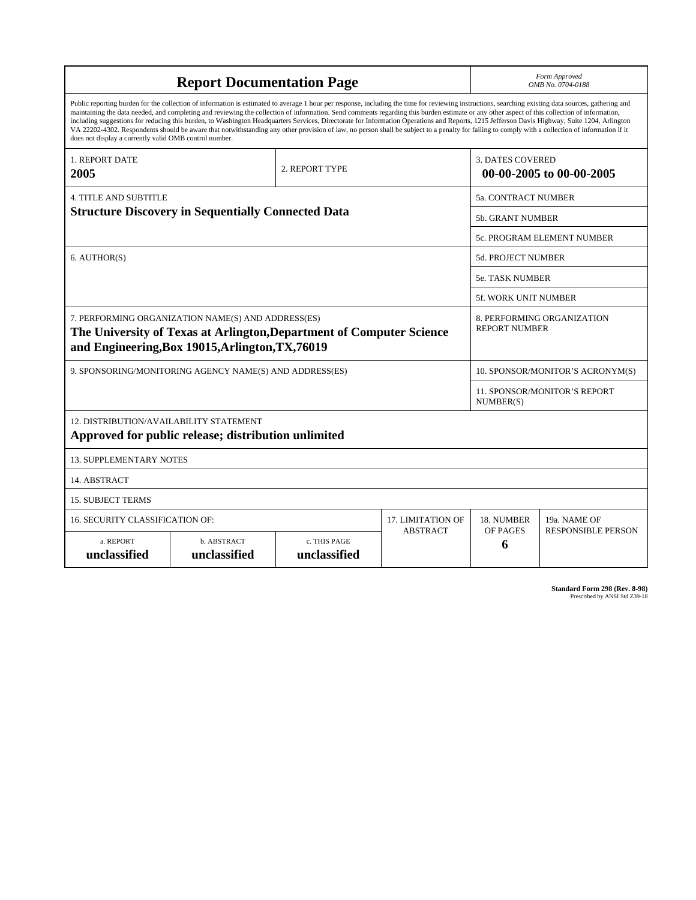# Report Documentation Page

*Form Approved*
*OMB No. 0704-0188*

Public reporting burden for the collection of information is estimated to average 1 hour per response, including the time for reviewing instructions, searching existing data sources, gathering and maintaining the data needed, and completing and reviewing the collection of information. Send comments regarding this burden estimate or any other aspect of this collection of information, including suggestions for reducing this burden, to Washington Headquarters Services, Directorate for Information Operations and Reports, 1215 Jefferson Davis Highway, Suite 1204, Arlington VA 22202-4302. Respondents should be aware that notwithstanding any other provision of law, no person shall be subject to a penalty for failing to comply with a collection of information if it does not display a currently valid OMB control number.

| 1. REPORT DATE | 2. REPORT TYPE | 3. DATES COVERED |
|---|---|---|
| **2005** | | **00-00-2005 to 00-00-2005** |

| 4. TITLE AND SUBTITLE | |
|---|---|
| **Structure Discovery in Sequentially Connected Data** | 5a. CONTRACT NUMBER |
| | 5b. GRANT NUMBER |
| | 5c. PROGRAM ELEMENT NUMBER |
| 6. AUTHOR(S) | 5d. PROJECT NUMBER |
| | 5e. TASK NUMBER |
| | 5f. WORK UNIT NUMBER |
| 7. PERFORMING ORGANIZATION NAME(S) AND ADDRESS(ES) **The University of Texas at Arlington,Department of Computer Science and Engineering,Box 19015,Arlington,TX,76019** | 8. PERFORMING ORGANIZATION REPORT NUMBER |
| 9. SPONSORING/MONITORING AGENCY NAME(S) AND ADDRESS(ES) | 10. SPONSOR/MONITOR'S ACRONYM(S) |
| | 11. SPONSOR/MONITOR'S REPORT NUMBER(S) |

12. DISTRIBUTION/AVAILABILITY STATEMENT
**Approved for public release; distribution unlimited**

13. SUPPLEMENTARY NOTES

14. ABSTRACT

15. SUBJECT TERMS

| 16. SECURITY CLASSIFICATION OF: | | | 17. LIMITATION OF ABSTRACT | 18. NUMBER OF PAGES | 19a. NAME OF RESPONSIBLE PERSON |
|---|---|---|---|---|---|
| a. REPORT | b. ABSTRACT | c. THIS PAGE | | | |
| **unclassified** | **unclassified** | **unclassified** | | **6** | |

**Standard Form 298 (Rev. 8-98)**
Prescribed by ANSI Std Z39-18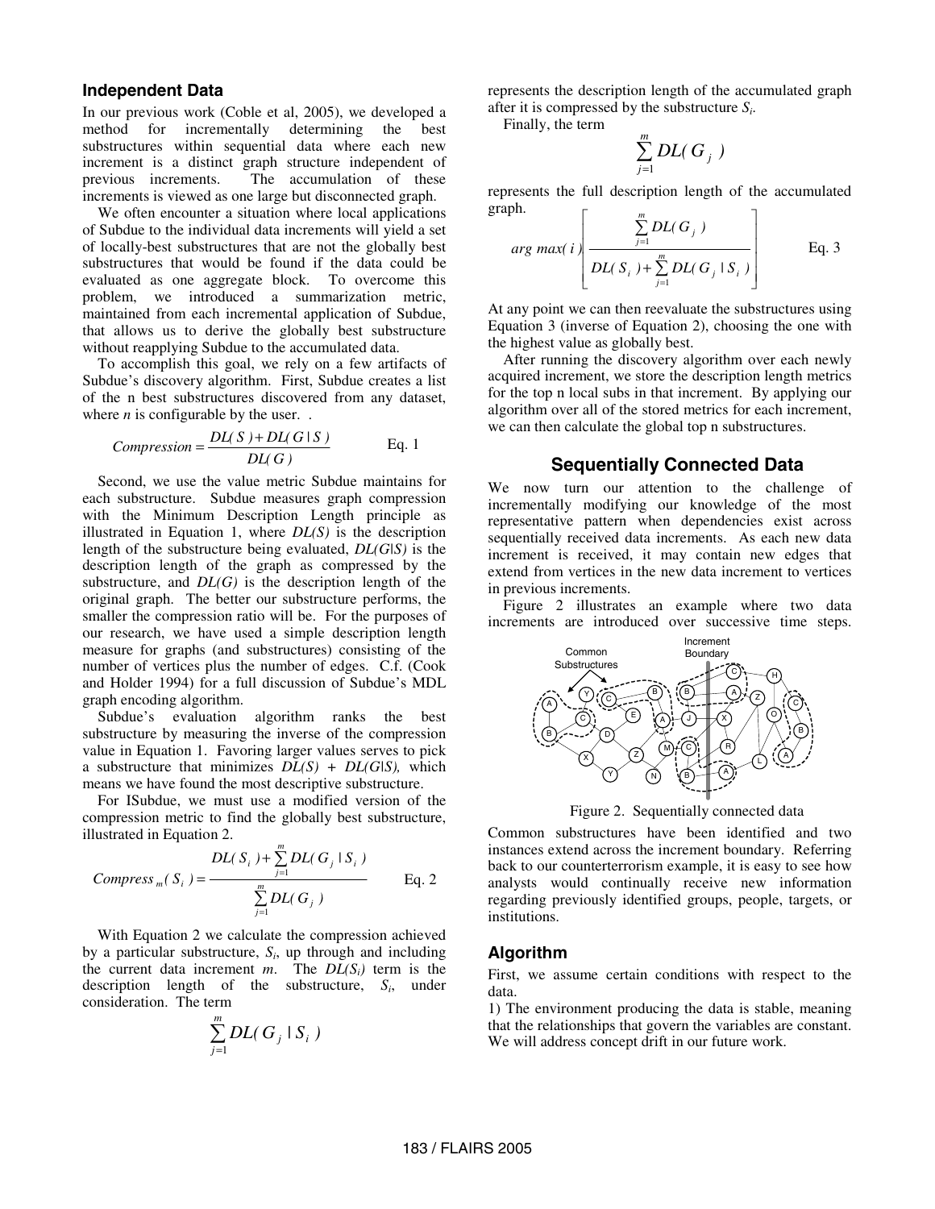### Independent Data

In our previous work (Coble et al, 2005), we developed a method for incrementally determining the best substructures within sequential data where each new increment is a distinct graph structure independent of previous increments. The accumulation of these increments is viewed as one large but disconnected graph.

We often encounter a situation where local applications of Subdue to the individual data increments will yield a set of locally-best substructures that are not the globally best substructures that would be found if the data could be evaluated as one aggregate block. To overcome this problem, we introduced a summarization metric, maintained from each incremental application of Subdue, that allows us to derive the globally best substructure without reapplying Subdue to the accumulated data.

To accomplish this goal, we rely on a few artifacts of Subdue's discovery algorithm. First, Subdue creates a list of the n best substructures discovered from any dataset, where *n* is configurable by the user. .

$$Compression = \frac{DL(S) + DL(G \mid S)}{DL(G)} \qquad \text{Eq. 1}$$

Second, we use the value metric Subdue maintains for each substructure. Subdue measures graph compression with the Minimum Description Length principle as illustrated in Equation 1, where $DL(S)$ is the description length of the substructure being evaluated, $DL(G|S)$ is the description length of the graph as compressed by the substructure, and $DL(G)$ is the description length of the original graph. The better our substructure performs, the smaller the compression ratio will be. For the purposes of our research, we have used a simple description length measure for graphs (and substructures) consisting of the number of vertices plus the number of edges. C.f. (Cook and Holder 1994) for a full discussion of Subdue's MDL graph encoding algorithm.

Subdue's evaluation algorithm ranks the best substructure by measuring the inverse of the compression value in Equation 1. Favoring larger values serves to pick a substructure that minimizes $DL(S) + DL(G|S)$, which means we have found the most descriptive substructure.

For ISubdue, we must use a modified version of the compression metric to find the globally best substructure, illustrated in Equation 2.

$$Compress_m(S_i) = \frac{DL(S_i) + \sum_{j=1}^{m} DL(G_j \mid S_i)}{\sum_{j=1}^{m} DL(G_j)} \qquad \text{Eq. 2}$$

With Equation 2 we calculate the compression achieved by a particular substructure, $S_i$, up through and including the current data increment $m$. The $DL(S_i)$ term is the description length of the substructure, $S_i$, under consideration. The term

$$\sum_{j=1}^{m} DL(G_j \mid S_i)$$

represents the description length of the accumulated graph after it is compressed by the substructure $S_i$.

Finally, the term

$$\sum_{j=1}^{m} DL(G_j)$$

represents the full description length of the accumulated graph.

$$arg\ max(i) \left[ \frac{\sum_{j=1}^{m} DL(G_j)}{DL(S_i) + \sum_{j=1}^{m} DL(G_j \mid S_i)} \right] \qquad \text{Eq. 3}$$

At any point we can then reevaluate the substructures using Equation 3 (inverse of Equation 2), choosing the one with the highest value as globally best.

After running the discovery algorithm over each newly acquired increment, we store the description length metrics for the top n local subs in that increment. By applying our algorithm over all of the stored metrics for each increment, we can then calculate the global top n substructures.

## Sequentially Connected Data

We now turn our attention to the challenge of incrementally modifying our knowledge of the most representative pattern when dependencies exist across sequentially received data increments. As each new data increment is received, it may contain new edges that extend from vertices in the new data increment to vertices in previous increments.

Figure 2 illustrates an example where two data increments are introduced over successive time steps.

Figure 2. Sequentially connected data

Common substructures have been identified and two instances extend across the increment boundary. Referring back to our counterterrorism example, it is easy to see how analysts would continually receive new information regarding previously identified groups, people, targets, or institutions.

### Algorithm

First, we assume certain conditions with respect to the data.

1) The environment producing the data is stable, meaning that the relationships that govern the variables are constant. We will address concept drift in our future work.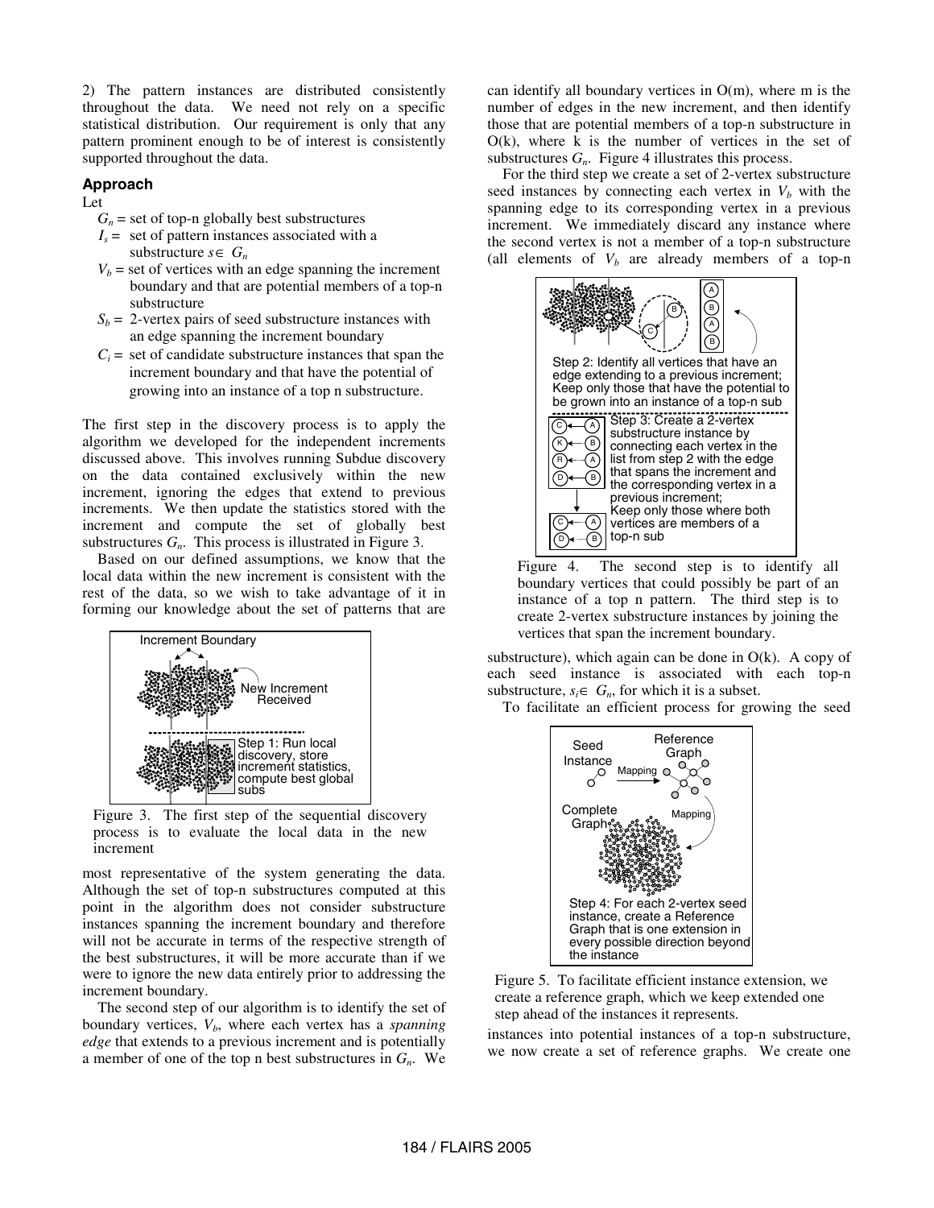2) The pattern instances are distributed consistently throughout the data. We need not rely on a specific statistical distribution. Our requirement is only that any pattern prominent enough to be of interest is consistently supported throughout the data.

### Approach

Let

- $G_n$ = set of top-n globally best substructures
- $I_s$ = set of pattern instances associated with a substructure $s \in G_n$
- $V_b$ = set of vertices with an edge spanning the increment boundary and that are potential members of a top-n substructure
- $S_b$ = 2-vertex pairs of seed substructure instances with an edge spanning the increment boundary
- $C_i$ = set of candidate substructure instances that span the increment boundary and that have the potential of growing into an instance of a top n substructure.

The first step in the discovery process is to apply the algorithm we developed for the independent increments discussed above. This involves running Subdue discovery on the data contained exclusively within the new increment, ignoring the edges that extend to previous increments. We then update the statistics stored with the increment and compute the set of globally best substructures $G_n$. This process is illustrated in Figure 3.

Based on our defined assumptions, we know that the local data within the new increment is consistent with the rest of the data, so we wish to take advantage of it in forming our knowledge about the set of patterns that are most representative of the system generating the data. Although the set of top-n substructures computed at this point in the algorithm does not consider substructure instances spanning the increment boundary and therefore will not be accurate in terms of the respective strength of the best substructures, it will be more accurate than if we were to ignore the new data entirely prior to addressing the increment boundary.

Figure 3. The first step of the sequential discovery process is to evaluate the local data in the new increment

The second step of our algorithm is to identify the set of boundary vertices, $V_b$, where each vertex has a *spanning edge* that extends to a previous increment and is potentially a member of one of the top n best substructures in $G_n$. We can identify all boundary vertices in O(m), where m is the number of edges in the new increment, and then identify those that are potential members of a top-n substructure in O(k), where k is the number of vertices in the set of substructures $G_n$. Figure 4 illustrates this process.

For the third step we create a set of 2-vertex substructure seed instances by connecting each vertex in $V_b$ with the spanning edge to its corresponding vertex in a previous increment. We immediately discard any instance where the second vertex is not a member of a top-n substructure (all elements of $V_b$ are already members of a top-n substructure), which again can be done in O(k). A copy of each seed instance is associated with each top-n substructure, $s_i \in G_n$, for which it is a subset.

Figure 4. The second step is to identify all boundary vertices that could possibly be part of an instance of a top n pattern. The third step is to create 2-vertex substructure instances by joining the vertices that span the increment boundary.

To facilitate an efficient process for growing the seed instances into potential instances of a top-n substructure, we now create a set of reference graphs. We create one

Figure 5. To facilitate efficient instance extension, we create a reference graph, which we keep extended one step ahead of the instances it represents.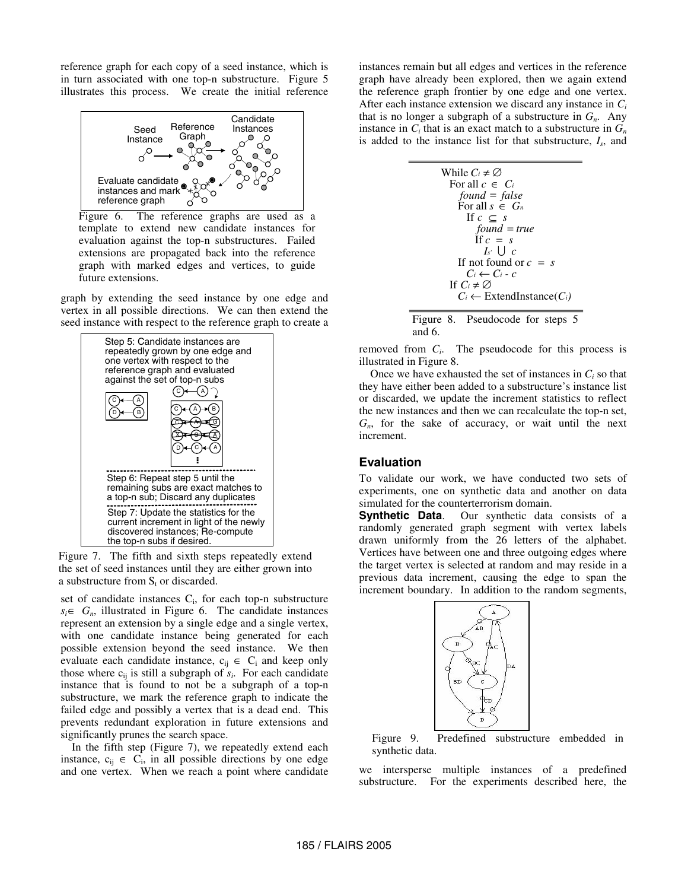reference graph for each copy of a seed instance, which is in turn associated with one top-n substructure. Figure 5 illustrates this process. We create the initial reference

Figure 6. The reference graphs are used as a template to extend new candidate instances for evaluation against the top-n substructures. Failed extensions are propagated back into the reference graph with marked edges and vertices, to guide future extensions.

graph by extending the seed instance by one edge and vertex in all possible directions. We can then extend the seed instance with respect to the reference graph to create a

Figure 7. The fifth and sixth steps repeatedly extend the set of seed instances until they are either grown into a substructure from $S_t$ or discarded.

set of candidate instances $C_i$, for each top-n substructure $s_i \in G_n$, illustrated in Figure 6. The candidate instances represent an extension by a single edge and a single vertex, with one candidate instance being generated for each possible extension beyond the seed instance. We then evaluate each candidate instance, $c_{ij} \in C_i$ and keep only those where $c_{ij}$ is still a subgraph of $s_i$. For each candidate instance that is found to not be a subgraph of a top-n substructure, we mark the reference graph to indicate the failed edge and possibly a vertex that is a dead end. This prevents redundant exploration in future extensions and significantly prunes the search space.

In the fifth step (Figure 7), we repeatedly extend each instance, $c_{ij} \in C_i$, in all possible directions by one edge and one vertex. When we reach a point where candidate instances remain but all edges and vertices in the reference graph have already been explored, then we again extend the reference graph frontier by one edge and one vertex. After each instance extension we discard any instance in $C_i$ that is no longer a subgraph of a substructure in $G_n$. Any instance in $C_i$ that is an exact match to a substructure in $G_n$ is added to the instance list for that substructure, $I_s$, and removed from $C_i$. The pseudocode for this process is illustrated in Figure 8.

```
While Ci ≠ ∅
  For all c ∈ Ci
    found = false
    For all s ∈ Gn
      If c ⊆ s
        found = true
        If c = s
          Is' ∪ c
    If not found or c = s
      Ci ← Ci - c
  If Ci ≠ ∅
    Ci ← ExtendInstance(Ci)
```

Figure 8. Pseudocode for steps 5 and 6.

Once we have exhausted the set of instances in $C_i$ so that they have either been added to a substructure's instance list or discarded, we update the increment statistics to reflect the new instances and then we can recalculate the top-n set, $G_n$, for the sake of accuracy, or wait until the next increment.

## Evaluation

To validate our work, we have conducted two sets of experiments, one on synthetic data and another on data simulated for the counterterrorism domain.

**Synthetic Data**. Our synthetic data consists of a randomly generated graph segment with vertex labels drawn uniformly from the 26 letters of the alphabet. Vertices have between one and three outgoing edges where the target vertex is selected at random and may reside in a previous data increment, causing the edge to span the increment boundary. In addition to the random segments, we intersperse multiple instances of a predefined substructure. For the experiments described here, the

Figure 9. Predefined substructure embedded in synthetic data.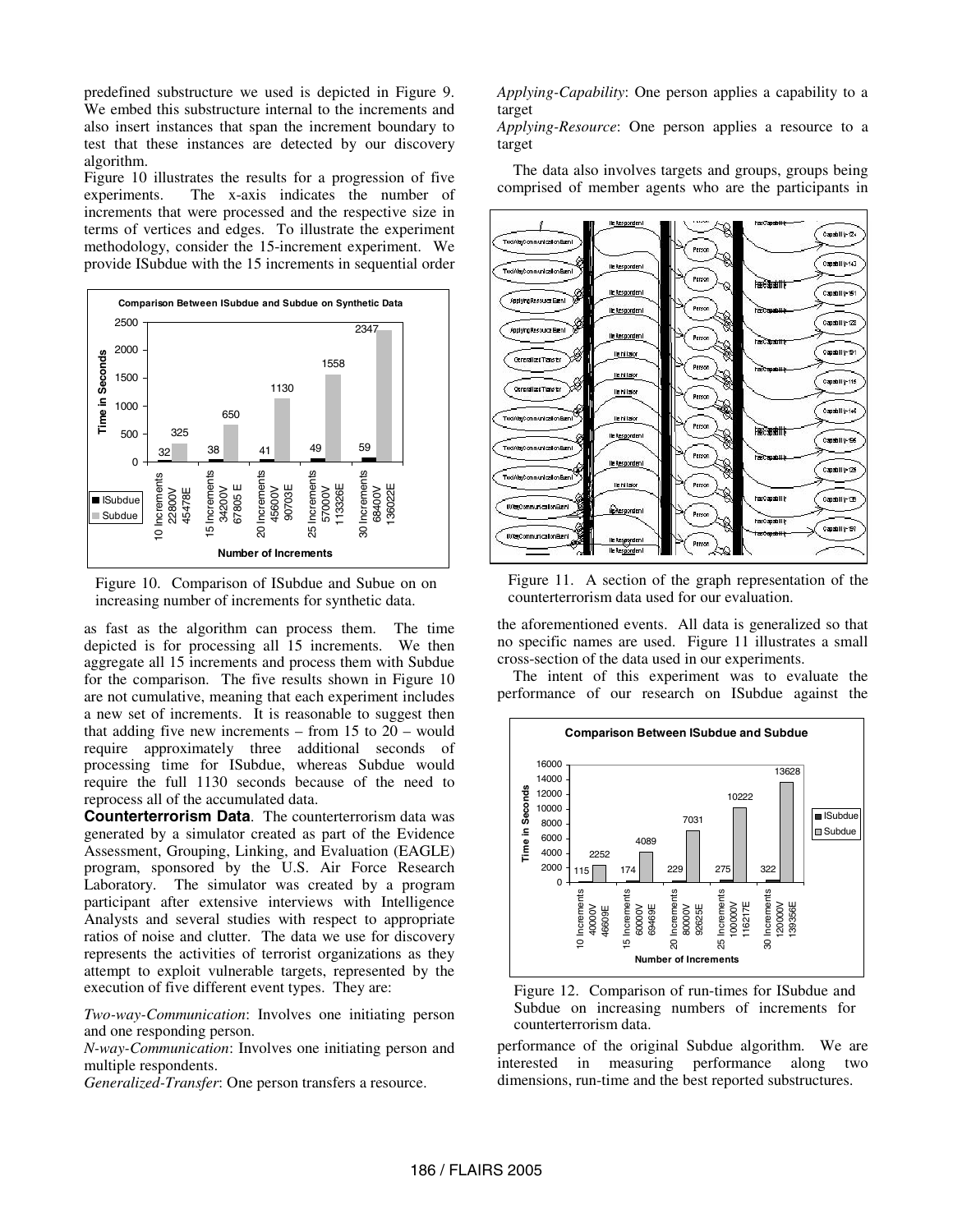predefined substructure we used is depicted in Figure 9. We embed this substructure internal to the increments and also insert instances that span the increment boundary to test that these instances are detected by our discovery algorithm.

Figure 10 illustrates the results for a progression of five experiments. The x-axis indicates the number of increments that were processed and the respective size in terms of vertices and edges. To illustrate the experiment methodology, consider the 15-increment experiment. We provide ISubdue with the 15 increments in sequential order as fast as the algorithm can process them. The time depicted is for processing all 15 increments. We then aggregate all 15 increments and process them with Subdue for the comparison. The five results shown in Figure 10 are not cumulative, meaning that each experiment includes a new set of increments. It is reasonable to suggest then that adding five new increments – from 15 to 20 – would require approximately three additional seconds of processing time for ISubdue, whereas Subdue would require the full 1130 seconds because of the need to reprocess all of the accumulated data.

Figure 10. Comparison of ISubdue and Subue on on increasing number of increments for synthetic data.

**Counterterrorism Data**. The counterterrorism data was generated by a simulator created as part of the Evidence Assessment, Grouping, Linking, and Evaluation (EAGLE) program, sponsored by the U.S. Air Force Research Laboratory. The simulator was created by a program participant after extensive interviews with Intelligence Analysts and several studies with respect to appropriate ratios of noise and clutter. The data we use for discovery represents the activities of terrorist organizations as they attempt to exploit vulnerable targets, represented by the execution of five different event types. They are:

*Two-way-Communication*: Involves one initiating person and one responding person.

*N-way-Communication*: Involves one initiating person and multiple respondents.

*Generalized-Transfer*: One person transfers a resource.

*Applying-Capability*: One person applies a capability to a target

*Applying-Resource*: One person applies a resource to a target

The data also involves targets and groups, groups being comprised of member agents who are the participants in the aforementioned events. All data is generalized so that no specific names are used. Figure 11 illustrates a small cross-section of the data used in our experiments.

Figure 11. A section of the graph representation of the counterterrorism data used for our evaluation.

The intent of this experiment was to evaluate the performance of our research on ISubdue against the performance of the original Subdue algorithm. We are interested in measuring performance along two dimensions, run-time and the best reported substructures.

Figure 12. Comparison of run-times for ISubdue and Subdue on increasing numbers of increments for counterterrorism data.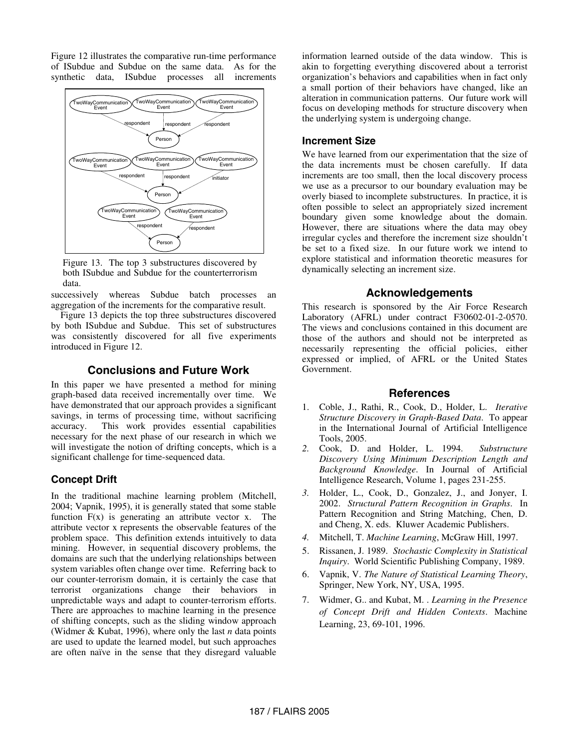Figure 12 illustrates the comparative run-time performance of ISubdue and Subdue on the same data. As for the synthetic data, ISubdue processes all increments successively whereas Subdue batch processes an aggregation of the increments for the comparative result.

TwoWayCommunication Event
TwoWayCommunication Event
TwoWayCommunication Event
respondent
respondent
respondent
Person

TwoWayCommunication Event
TwoWayCommunication Event
TwoWayCommunication Event
respondent
respondent
initiator
Person

TwoWayCommunication Event
TwoWayCommunication Event
respondent
respondent
Person

Figure 13. The top 3 substructures discovered by both ISubdue and Subdue for the counterterrorism data.

Figure 13 depicts the top three substructures discovered by both ISubdue and Subdue. This set of substructures was consistently discovered for all five experiments introduced in Figure 12.

## Conclusions and Future Work

In this paper we have presented a method for mining graph-based data received incrementally over time. We have demonstrated that our approach provides a significant savings, in terms of processing time, without sacrificing accuracy. This work provides essential capabilities necessary for the next phase of our research in which we will investigate the notion of drifting concepts, which is a significant challenge for time-sequenced data.

### Concept Drift

In the traditional machine learning problem (Mitchell, 2004; Vapnik, 1995), it is generally stated that some stable function $F(x)$ is generating an attribute vector x. The attribute vector x represents the observable features of the problem space. This definition extends intuitively to data mining. However, in sequential discovery problems, the domains are such that the underlying relationships between system variables often change over time. Referring back to our counter-terrorism domain, it is certainly the case that terrorist organizations change their behaviors in unpredictable ways and adapt to counter-terrorism efforts. There are approaches to machine learning in the presence of shifting concepts, such as the sliding window approach (Widmer & Kubat, 1996), where only the last *n* data points are used to update the learned model, but such approaches are often naïve in the sense that they disregard valuable information learned outside of the data window. This is akin to forgetting everything discovered about a terrorist organization's behaviors and capabilities when in fact only a small portion of their behaviors have changed, like an alteration in communication patterns. Our future work will focus on developing methods for structure discovery when the underlying system is undergoing change.

### Increment Size

We have learned from our experimentation that the size of the data increments must be chosen carefully. If data increments are too small, then the local discovery process we use as a precursor to our boundary evaluation may be overly biased to incomplete substructures. In practice, it is often possible to select an appropriately sized increment boundary given some knowledge about the domain. However, there are situations where the data may obey irregular cycles and therefore the increment size shouldn't be set to a fixed size. In our future work we intend to explore statistical and information theoretic measures for dynamically selecting an increment size.

## Acknowledgements

This research is sponsored by the Air Force Research Laboratory (AFRL) under contract F30602-01-2-0570. The views and conclusions contained in this document are those of the authors and should not be interpreted as necessarily representing the official policies, either expressed or implied, of AFRL or the United States Government.

## References

1. Coble, J., Rathi, R., Cook, D., Holder, L. *Iterative Structure Discovery in Graph-Based Data*. To appear in the International Journal of Artificial Intelligence Tools, 2005.
2. Cook, D. and Holder, L. 1994. *Substructure Discovery Using Minimum Description Length and Background Knowledge*. In Journal of Artificial Intelligence Research, Volume 1, pages 231-255.
3. Holder, L., Cook, D., Gonzalez, J., and Jonyer, I. 2002. *Structural Pattern Recognition in Graphs*. In Pattern Recognition and String Matching, Chen, D. and Cheng, X. eds. Kluwer Academic Publishers.
4. Mitchell, T. *Machine Learning*, McGraw Hill, 1997.
5. Rissanen, J. 1989. *Stochastic Complexity in Statistical Inquiry*. World Scientific Publishing Company, 1989.
6. Vapnik, V. *The Nature of Statistical Learning Theory*, Springer, New York, NY, USA, 1995.
7. Widmer, G.. and Kubat, M. . *Learning in the Presence of Concept Drift and Hidden Contexts*. Machine Learning, 23, 69-101, 1996.